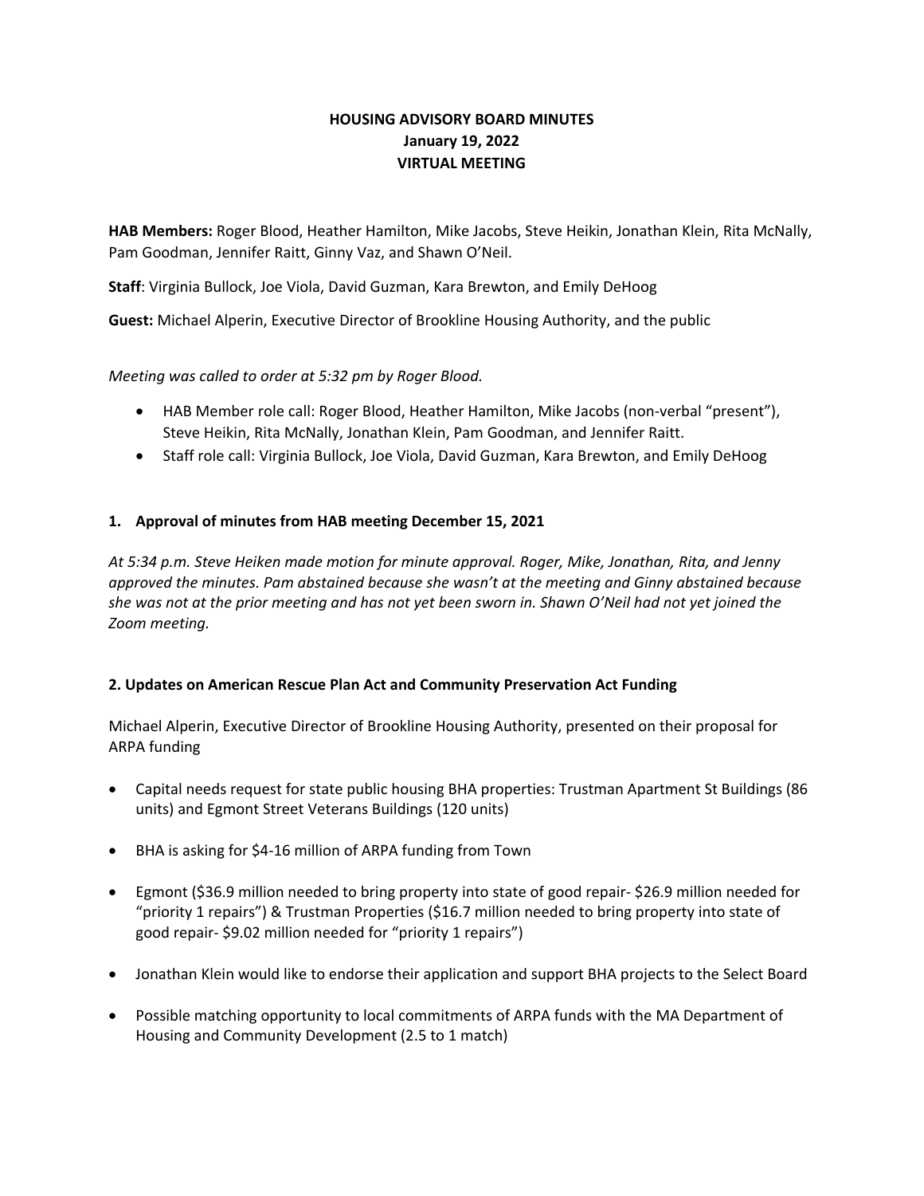# HOUSING ADVISORY BOARD MINUTES
## January 19, 2022
## VIRTUAL MEETING

**HAB Members:** Roger Blood, Heather Hamilton, Mike Jacobs, Steve Heikin, Jonathan Klein, Rita McNally, Pam Goodman, Jennifer Raitt, Ginny Vaz, and Shawn O'Neil.

**Staff**: Virginia Bullock, Joe Viola, David Guzman, Kara Brewton, and Emily DeHoog

**Guest:** Michael Alperin, Executive Director of Brookline Housing Authority, and the public

*Meeting was called to order at 5:32 pm by Roger Blood.*

- HAB Member role call: Roger Blood, Heather Hamilton, Mike Jacobs (non-verbal "present"), Steve Heikin, Rita McNally, Jonathan Klein, Pam Goodman, and Jennifer Raitt.
- Staff role call: Virginia Bullock, Joe Viola, David Guzman, Kara Brewton, and Emily DeHoog

### 1. Approval of minutes from HAB meeting December 15, 2021

*At 5:34 p.m. Steve Heiken made motion for minute approval. Roger, Mike, Jonathan, Rita, and Jenny approved the minutes. Pam abstained because she wasn't at the meeting and Ginny abstained because she was not at the prior meeting and has not yet been sworn in. Shawn O'Neil had not yet joined the Zoom meeting.*

### 2. Updates on American Rescue Plan Act and Community Preservation Act Funding

Michael Alperin, Executive Director of Brookline Housing Authority, presented on their proposal for ARPA funding

- Capital needs request for state public housing BHA properties: Trustman Apartment St Buildings (86 units) and Egmont Street Veterans Buildings (120 units)
- BHA is asking for $4-16 million of ARPA funding from Town
- Egmont ($36.9 million needed to bring property into state of good repair- $26.9 million needed for "priority 1 repairs") & Trustman Properties ($16.7 million needed to bring property into state of good repair- $9.02 million needed for "priority 1 repairs")
- Jonathan Klein would like to endorse their application and support BHA projects to the Select Board
- Possible matching opportunity to local commitments of ARPA funds with the MA Department of Housing and Community Development (2.5 to 1 match)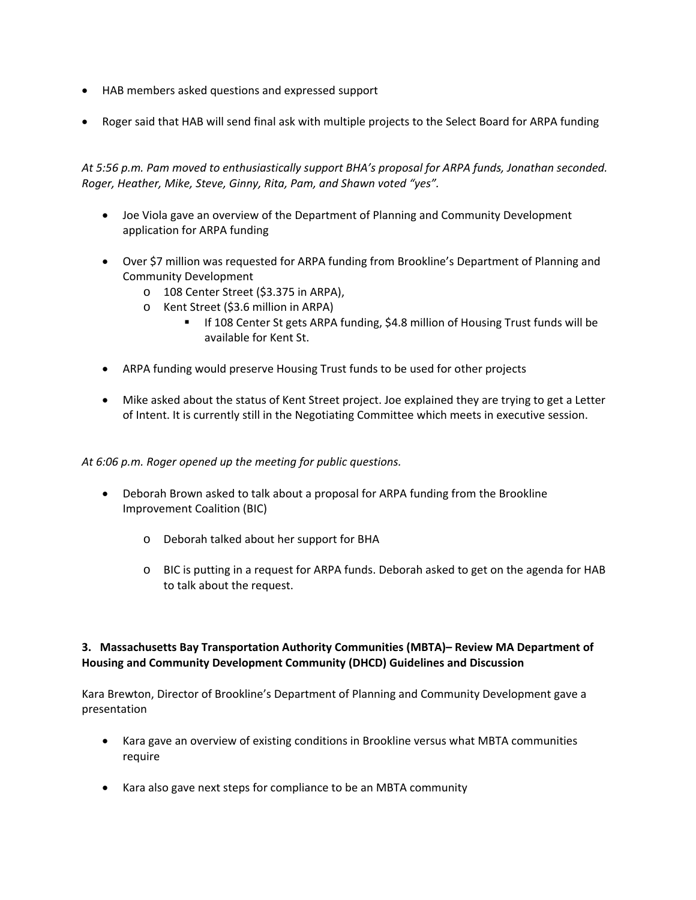- HAB members asked questions and expressed support
- Roger said that HAB will send final ask with multiple projects to the Select Board for ARPA funding

*At 5:56 p.m. Pam moved to enthusiastically support BHA's proposal for ARPA funds, Jonathan seconded. Roger, Heather, Mike, Steve, Ginny, Rita, Pam, and Shawn voted "yes".*

- Joe Viola gave an overview of the Department of Planning and Community Development application for ARPA funding
- Over $7 million was requested for ARPA funding from Brookline's Department of Planning and Community Development
  - 108 Center Street ($3.375 in ARPA),
  - Kent Street ($3.6 million in ARPA)
    - If 108 Center St gets ARPA funding, $4.8 million of Housing Trust funds will be available for Kent St.
- ARPA funding would preserve Housing Trust funds to be used for other projects
- Mike asked about the status of Kent Street project. Joe explained they are trying to get a Letter of Intent. It is currently still in the Negotiating Committee which meets in executive session.

*At 6:06 p.m. Roger opened up the meeting for public questions.*

- Deborah Brown asked to talk about a proposal for ARPA funding from the Brookline Improvement Coalition (BIC)
  - Deborah talked about her support for BHA
  - BIC is putting in a request for ARPA funds. Deborah asked to get on the agenda for HAB to talk about the request.

**3. Massachusetts Bay Transportation Authority Communities (MBTA)– Review MA Department of Housing and Community Development Community (DHCD) Guidelines and Discussion**

Kara Brewton, Director of Brookline's Department of Planning and Community Development gave a presentation

- Kara gave an overview of existing conditions in Brookline versus what MBTA communities require
- Kara also gave next steps for compliance to be an MBTA community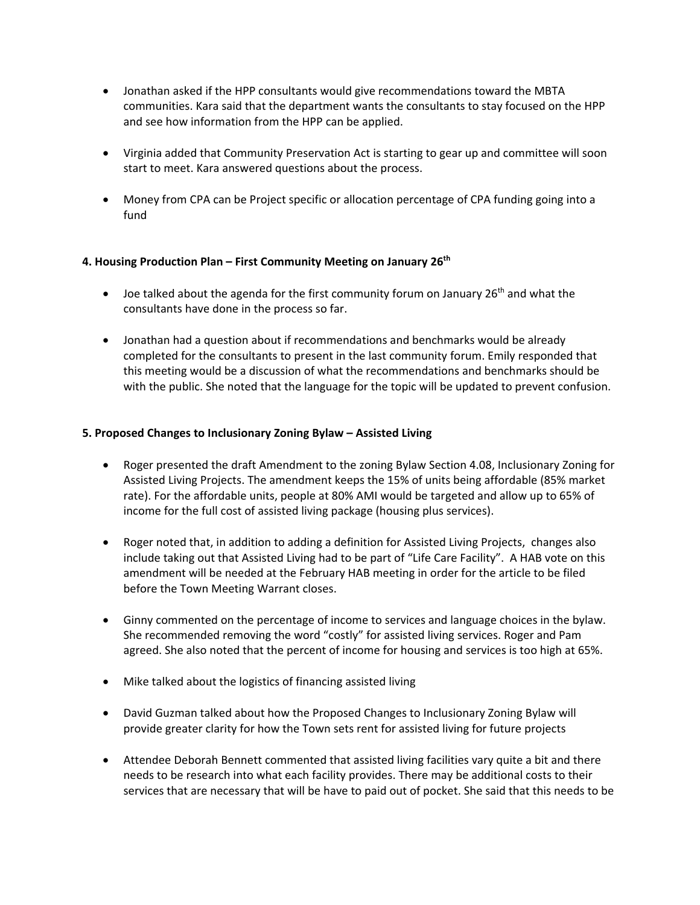- Jonathan asked if the HPP consultants would give recommendations toward the MBTA communities. Kara said that the department wants the consultants to stay focused on the HPP and see how information from the HPP can be applied.

- Virginia added that Community Preservation Act is starting to gear up and committee will soon start to meet. Kara answered questions about the process.

- Money from CPA can be Project specific or allocation percentage of CPA funding going into a fund

**4. Housing Production Plan – First Community Meeting on January 26th**

- Joe talked about the agenda for the first community forum on January 26th and what the consultants have done in the process so far.

- Jonathan had a question about if recommendations and benchmarks would be already completed for the consultants to present in the last community forum. Emily responded that this meeting would be a discussion of what the recommendations and benchmarks should be with the public. She noted that the language for the topic will be updated to prevent confusion.

**5. Proposed Changes to Inclusionary Zoning Bylaw – Assisted Living**

- Roger presented the draft Amendment to the zoning Bylaw Section 4.08, Inclusionary Zoning for Assisted Living Projects. The amendment keeps the 15% of units being affordable (85% market rate). For the affordable units, people at 80% AMI would be targeted and allow up to 65% of income for the full cost of assisted living package (housing plus services).

- Roger noted that, in addition to adding a definition for Assisted Living Projects, changes also include taking out that Assisted Living had to be part of "Life Care Facility". A HAB vote on this amendment will be needed at the February HAB meeting in order for the article to be filed before the Town Meeting Warrant closes.

- Ginny commented on the percentage of income to services and language choices in the bylaw. She recommended removing the word "costly" for assisted living services. Roger and Pam agreed. She also noted that the percent of income for housing and services is too high at 65%.

- Mike talked about the logistics of financing assisted living

- David Guzman talked about how the Proposed Changes to Inclusionary Zoning Bylaw will provide greater clarity for how the Town sets rent for assisted living for future projects

- Attendee Deborah Bennett commented that assisted living facilities vary quite a bit and there needs to be research into what each facility provides. There may be additional costs to their services that are necessary that will be have to paid out of pocket. She said that this needs to be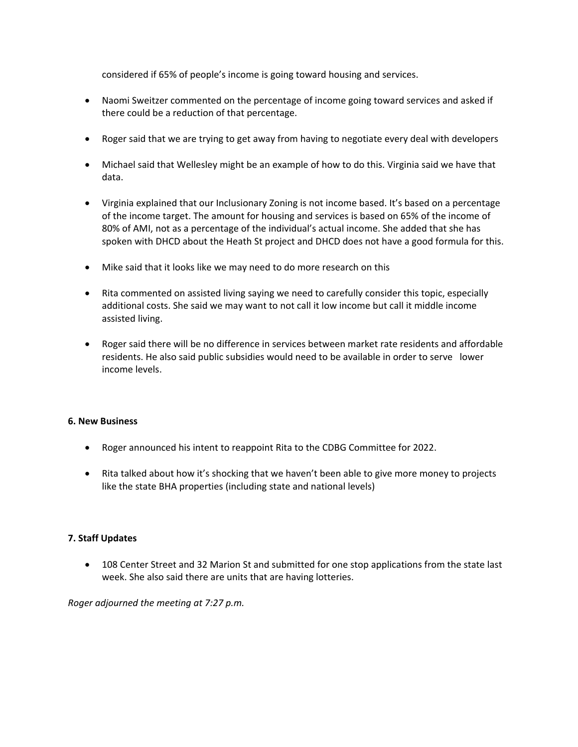considered if 65% of people's income is going toward housing and services.

- Naomi Sweitzer commented on the percentage of income going toward services and asked if there could be a reduction of that percentage.
- Roger said that we are trying to get away from having to negotiate every deal with developers
- Michael said that Wellesley might be an example of how to do this. Virginia said we have that data.
- Virginia explained that our Inclusionary Zoning is not income based. It's based on a percentage of the income target. The amount for housing and services is based on 65% of the income of 80% of AMI, not as a percentage of the individual's actual income. She added that she has spoken with DHCD about the Heath St project and DHCD does not have a good formula for this.
- Mike said that it looks like we may need to do more research on this
- Rita commented on assisted living saying we need to carefully consider this topic, especially additional costs. She said we may want to not call it low income but call it middle income assisted living.
- Roger said there will be no difference in services between market rate residents and affordable residents. He also said public subsidies would need to be available in order to serve lower income levels.

**6. New Business**

- Roger announced his intent to reappoint Rita to the CDBG Committee for 2022.
- Rita talked about how it's shocking that we haven't been able to give more money to projects like the state BHA properties (including state and national levels)

**7. Staff Updates**

- 108 Center Street and 32 Marion St and submitted for one stop applications from the state last week. She also said there are units that are having lotteries.

*Roger adjourned the meeting at 7:27 p.m.*